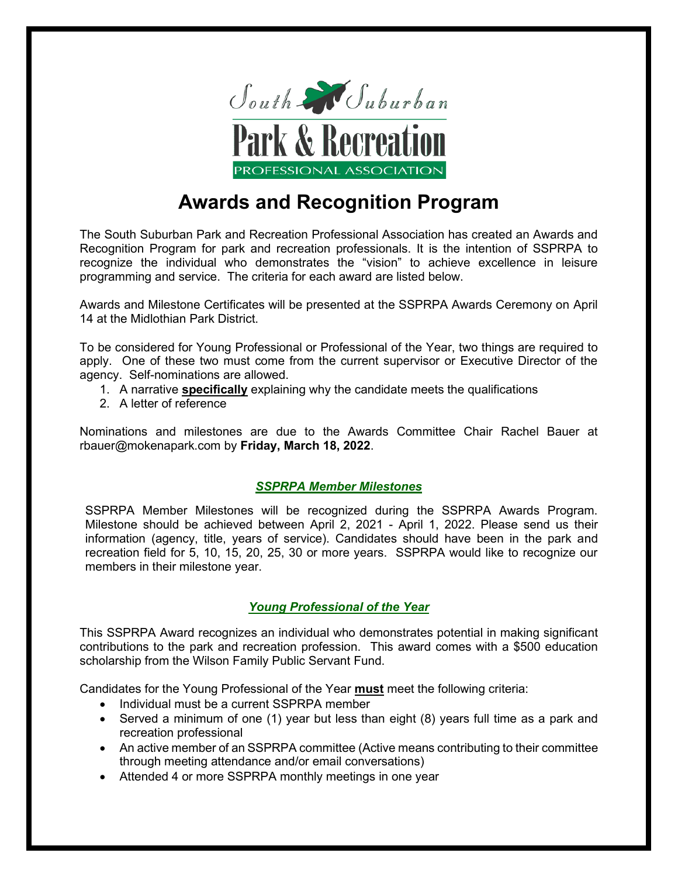South Suburban

Park & Recreation

PROFESSIONAL ASSOCIATION

# Awards and Recognition Program

The South Suburban Park and Recreation Professional Association has created an Awards and Recognition Program for park and recreation professionals. It is the intention of SSPRPA to recognize the individual who demonstrates the "vision" to achieve excellence in leisure programming and service. The criteria for each award are listed below.

Awards and Milestone Certificates will be presented at the SSPRPA Awards Ceremony on April 14 at the Midlothian Park District.

To be considered for Young Professional or Professional of the Year, two things are required to apply. One of these two must come from the current supervisor or Executive Director of the agency. Self-nominations are allowed.

1. A narrative **specifically** explaining why the candidate meets the qualifications
2. A letter of reference

Nominations and milestones are due to the Awards Committee Chair Rachel Bauer at rbauer@mokenapark.com by **Friday, March 18, 2022**.

## ***SSPRPA Member Milestones***

SSPRPA Member Milestones will be recognized during the SSPRPA Awards Program. Milestone should be achieved between April 2, 2021 - April 1, 2022. Please send us their information (agency, title, years of service). Candidates should have been in the park and recreation field for 5, 10, 15, 20, 25, 30 or more years. SSPRPA would like to recognize our members in their milestone year.

## ***Young Professional of the Year***

This SSPRPA Award recognizes an individual who demonstrates potential in making significant contributions to the park and recreation profession. This award comes with a $500 education scholarship from the Wilson Family Public Servant Fund.

Candidates for the Young Professional of the Year **must** meet the following criteria:

- Individual must be a current SSPRPA member
- Served a minimum of one (1) year but less than eight (8) years full time as a park and recreation professional
- An active member of an SSPRPA committee (Active means contributing to their committee through meeting attendance and/or email conversations)
- Attended 4 or more SSPRPA monthly meetings in one year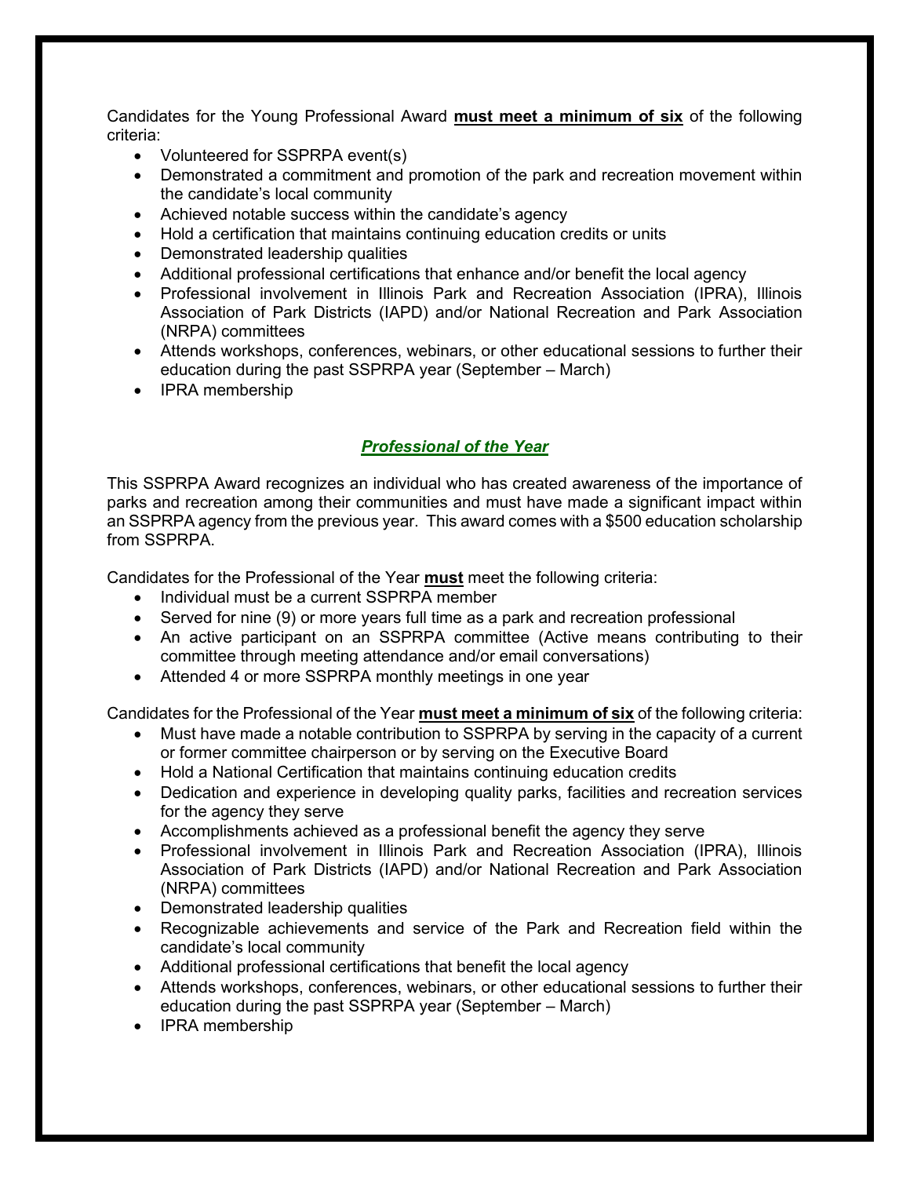Candidates for the Young Professional Award **must meet a minimum of six** of the following criteria:

- Volunteered for SSPRPA event(s)
- Demonstrated a commitment and promotion of the park and recreation movement within the candidate's local community
- Achieved notable success within the candidate's agency
- Hold a certification that maintains continuing education credits or units
- Demonstrated leadership qualities
- Additional professional certifications that enhance and/or benefit the local agency
- Professional involvement in Illinois Park and Recreation Association (IPRA), Illinois Association of Park Districts (IAPD) and/or National Recreation and Park Association (NRPA) committees
- Attends workshops, conferences, webinars, or other educational sessions to further their education during the past SSPRPA year (September – March)
- IPRA membership

## ***Professional of the Year***

This SSPRPA Award recognizes an individual who has created awareness of the importance of parks and recreation among their communities and must have made a significant impact within an SSPRPA agency from the previous year. This award comes with a $500 education scholarship from SSPRPA.

Candidates for the Professional of the Year **must** meet the following criteria:

- Individual must be a current SSPRPA member
- Served for nine (9) or more years full time as a park and recreation professional
- An active participant on an SSPRPA committee (Active means contributing to their committee through meeting attendance and/or email conversations)
- Attended 4 or more SSPRPA monthly meetings in one year

Candidates for the Professional of the Year **must meet a minimum of six** of the following criteria:

- Must have made a notable contribution to SSPRPA by serving in the capacity of a current or former committee chairperson or by serving on the Executive Board
- Hold a National Certification that maintains continuing education credits
- Dedication and experience in developing quality parks, facilities and recreation services for the agency they serve
- Accomplishments achieved as a professional benefit the agency they serve
- Professional involvement in Illinois Park and Recreation Association (IPRA), Illinois Association of Park Districts (IAPD) and/or National Recreation and Park Association (NRPA) committees
- Demonstrated leadership qualities
- Recognizable achievements and service of the Park and Recreation field within the candidate's local community
- Additional professional certifications that benefit the local agency
- Attends workshops, conferences, webinars, or other educational sessions to further their education during the past SSPRPA year (September – March)
- IPRA membership